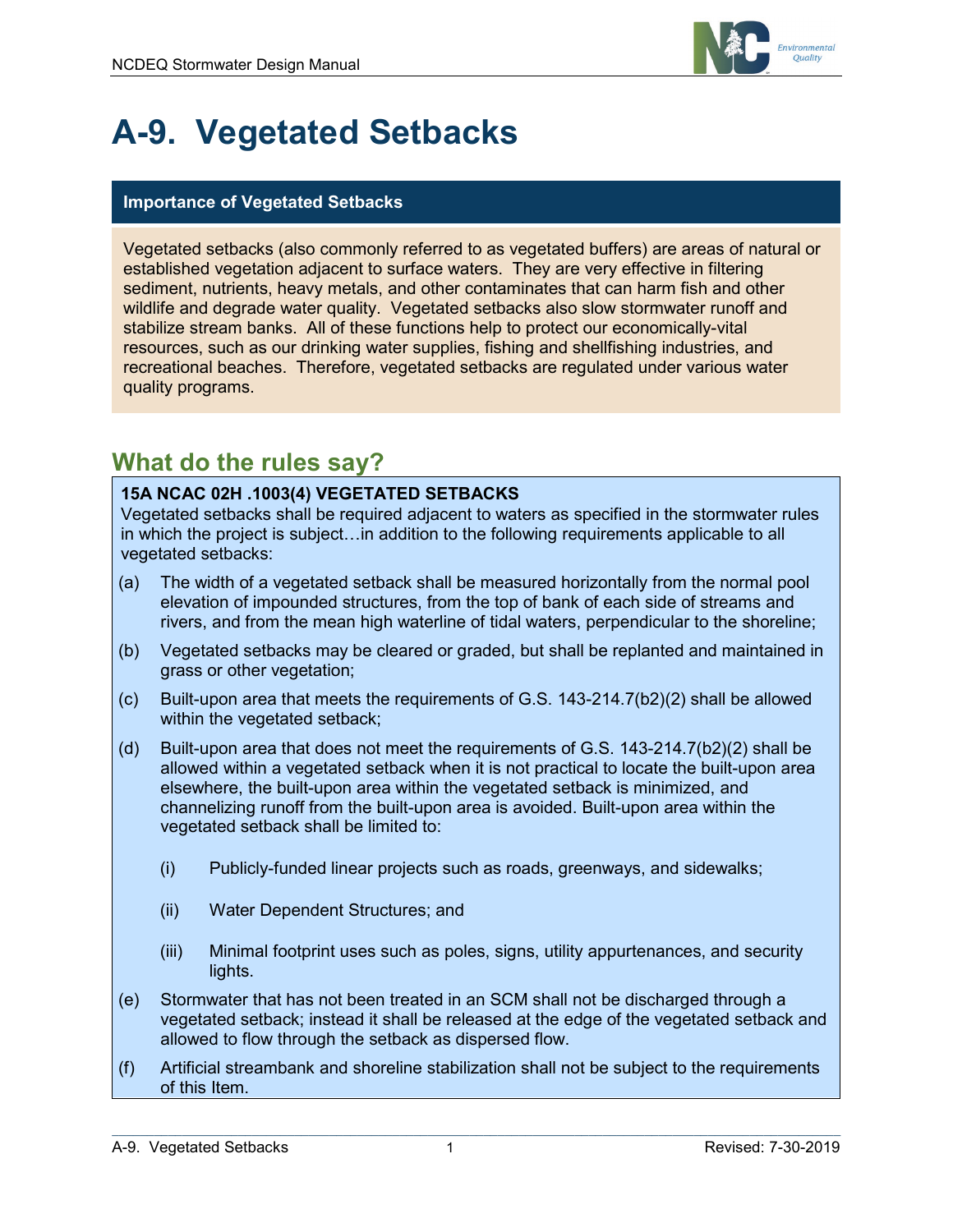# A-9. Vegetated Setbacks

## Importance of Vegetated Setbacks

Vegetated setbacks (also commonly referred to as vegetated buffers) are areas of natural or established vegetation adjacent to surface waters. They are very effective in filtering sediment, nutrients, heavy metals, and other contaminates that can harm fish and other wildlife and degrade water quality. Vegetated setbacks also slow stormwater runoff and stabilize stream banks. All of these functions help to protect our economically-vital resources, such as our drinking water supplies, fishing and shellfishing industries, and recreational beaches. Therefore, vegetated setbacks are regulated under various water quality programs.

## What do the rules say?

**15A NCAC 02H .1003(4) VEGETATED SETBACKS**

Vegetated setbacks shall be required adjacent to waters as specified in the stormwater rules in which the project is subject…in addition to the following requirements applicable to all vegetated setbacks:

(a) The width of a vegetated setback shall be measured horizontally from the normal pool elevation of impounded structures, from the top of bank of each side of streams and rivers, and from the mean high waterline of tidal waters, perpendicular to the shoreline;

(b) Vegetated setbacks may be cleared or graded, but shall be replanted and maintained in grass or other vegetation;

(c) Built-upon area that meets the requirements of G.S. 143-214.7(b2)(2) shall be allowed within the vegetated setback;

(d) Built-upon area that does not meet the requirements of G.S. 143-214.7(b2)(2) shall be allowed within a vegetated setback when it is not practical to locate the built-upon area elsewhere, the built-upon area within the vegetated setback is minimized, and channelizing runoff from the built-upon area is avoided. Built-upon area within the vegetated setback shall be limited to:

  (i) Publicly-funded linear projects such as roads, greenways, and sidewalks;

  (ii) Water Dependent Structures; and

  (iii) Minimal footprint uses such as poles, signs, utility appurtenances, and security lights.

(e) Stormwater that has not been treated in an SCM shall not be discharged through a vegetated setback; instead it shall be released at the edge of the vegetated setback and allowed to flow through the setback as dispersed flow.

(f) Artificial streambank and shoreline stabilization shall not be subject to the requirements of this Item.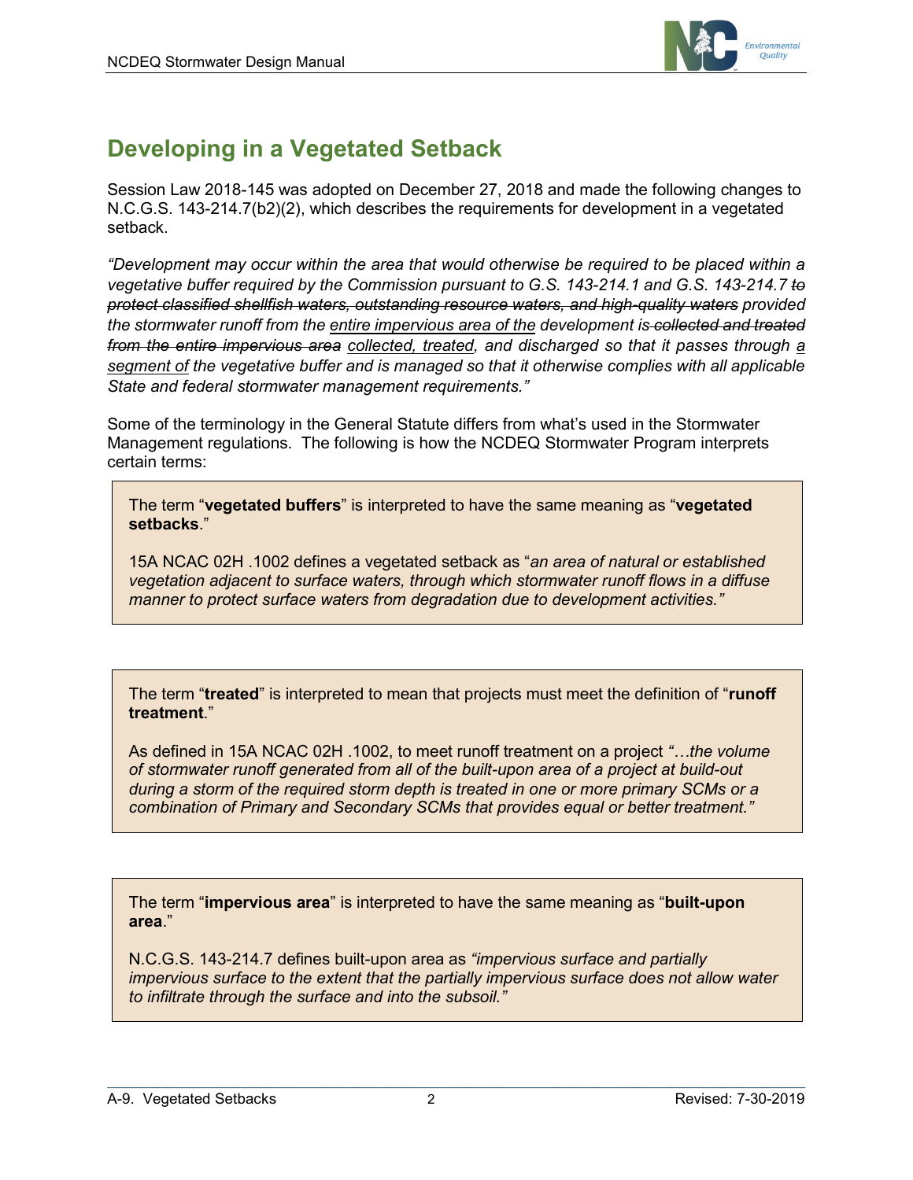## Developing in a Vegetated Setback

Session Law 2018-145 was adopted on December 27, 2018 and made the following changes to N.C.G.S. 143-214.7(b2)(2), which describes the requirements for development in a vegetated setback.

*"Development may occur within the area that would otherwise be required to be placed within a vegetative buffer required by the Commission pursuant to G.S. 143-214.1 and G.S. 143-214.7 ~~to protect classified shellfish waters, outstanding resource waters, and high-quality waters~~ provided the stormwater runoff from the <u>entire impervious area of the</u> development is ~~collected and treated from the entire impervious area~~ <u>collected, treated</u>, and discharged so that it passes through <u>a segment of</u> the vegetative buffer and is managed so that it otherwise complies with all applicable State and federal stormwater management requirements."*

Some of the terminology in the General Statute differs from what's used in the Stormwater Management regulations. The following is how the NCDEQ Stormwater Program interprets certain terms:

> The term "**vegetated buffers**" is interpreted to have the same meaning as "**vegetated setbacks**."
>
> 15A NCAC 02H .1002 defines a vegetated setback as "*an area of natural or established vegetation adjacent to surface waters, through which stormwater runoff flows in a diffuse manner to protect surface waters from degradation due to development activities."*

> The term "**treated**" is interpreted to mean that projects must meet the definition of "**runoff treatment**."
>
> As defined in 15A NCAC 02H .1002, to meet runoff treatment on a project *"…the volume of stormwater runoff generated from all of the built-upon area of a project at build-out during a storm of the required storm depth is treated in one or more primary SCMs or a combination of Primary and Secondary SCMs that provides equal or better treatment."*

> The term "**impervious area**" is interpreted to have the same meaning as "**built-upon area**."
>
> N.C.G.S. 143-214.7 defines built-upon area as *"impervious surface and partially impervious surface to the extent that the partially impervious surface does not allow water to infiltrate through the surface and into the subsoil."*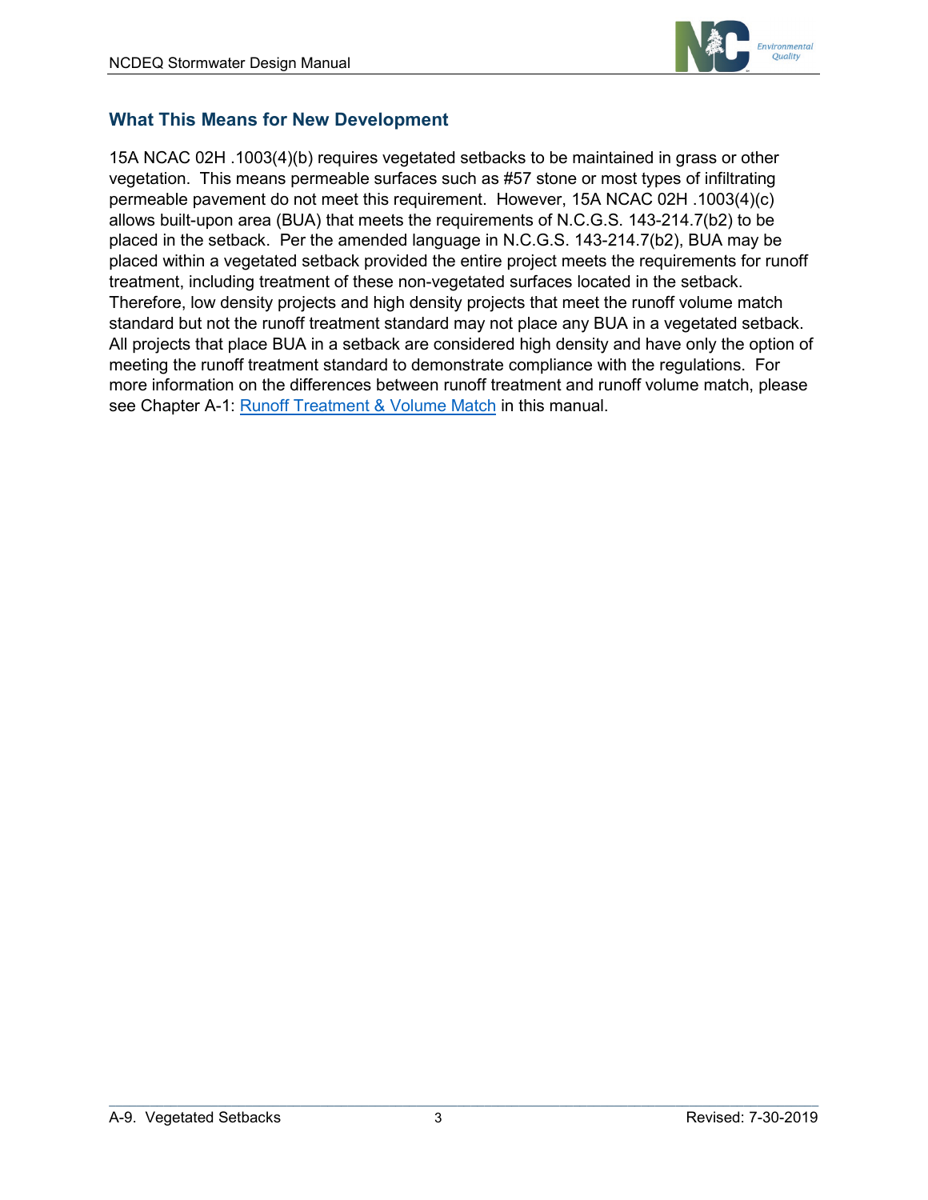## What This Means for New Development

15A NCAC 02H .1003(4)(b) requires vegetated setbacks to be maintained in grass or other vegetation. This means permeable surfaces such as #57 stone or most types of infiltrating permeable pavement do not meet this requirement. However, 15A NCAC 02H .1003(4)(c) allows built-upon area (BUA) that meets the requirements of N.C.G.S. 143-214.7(b2) to be placed in the setback. Per the amended language in N.C.G.S. 143-214.7(b2), BUA may be placed within a vegetated setback provided the entire project meets the requirements for runoff treatment, including treatment of these non-vegetated surfaces located in the setback. Therefore, low density projects and high density projects that meet the runoff volume match standard but not the runoff treatment standard may not place any BUA in a vegetated setback. All projects that place BUA in a setback are considered high density and have only the option of meeting the runoff treatment standard to demonstrate compliance with the regulations. For more information on the differences between runoff treatment and runoff volume match, please see Chapter A-1: Runoff Treatment & Volume Match in this manual.